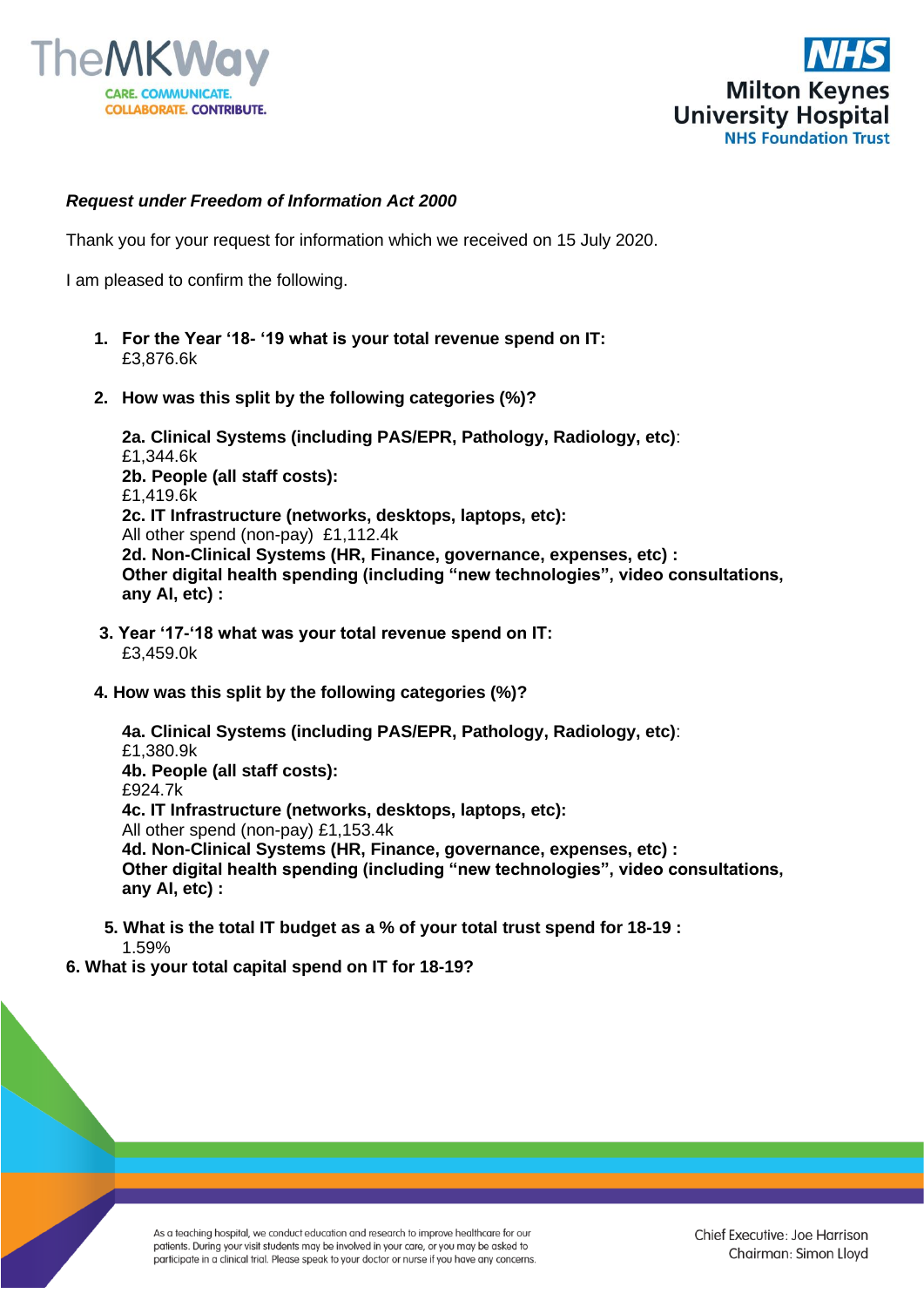***Request under Freedom of Information Act 2000***

Thank you for your request for information which we received on 15 July 2020.

I am pleased to confirm the following.

1. **For the Year '18- '19 what is your total revenue spend on IT:**
   £3,876.6k

2. **How was this split by the following categories (%)?**

   **2a. Clinical Systems (including PAS/EPR, Pathology, Radiology, etc)**:
   £1,344.6k
   **2b. People (all staff costs):**
   £1,419.6k
   **2c. IT Infrastructure (networks, desktops, laptops, etc):**
   All other spend (non-pay) £1,112.4k
   **2d. Non-Clinical Systems (HR, Finance, governance, expenses, etc) :**
   **Other digital health spending (including "new technologies", video consultations, any AI, etc) :**

3. **Year '17-'18 what was your total revenue spend on IT:**
   £3,459.0k

4. **How was this split by the following categories (%)?**

   **4a. Clinical Systems (including PAS/EPR, Pathology, Radiology, etc)**:
   £1,380.9k
   **4b. People (all staff costs):**
   £924.7k
   **4c. IT Infrastructure (networks, desktops, laptops, etc):**
   All other spend (non-pay) £1,153.4k
   **4d. Non-Clinical Systems (HR, Finance, governance, expenses, etc) :**
   **Other digital health spending (including "new technologies", video consultations, any AI, etc) :**

5. **What is the total IT budget as a % of your total trust spend for 18-19 :**
   1.59%

6. **What is your total capital spend on IT for 18-19?**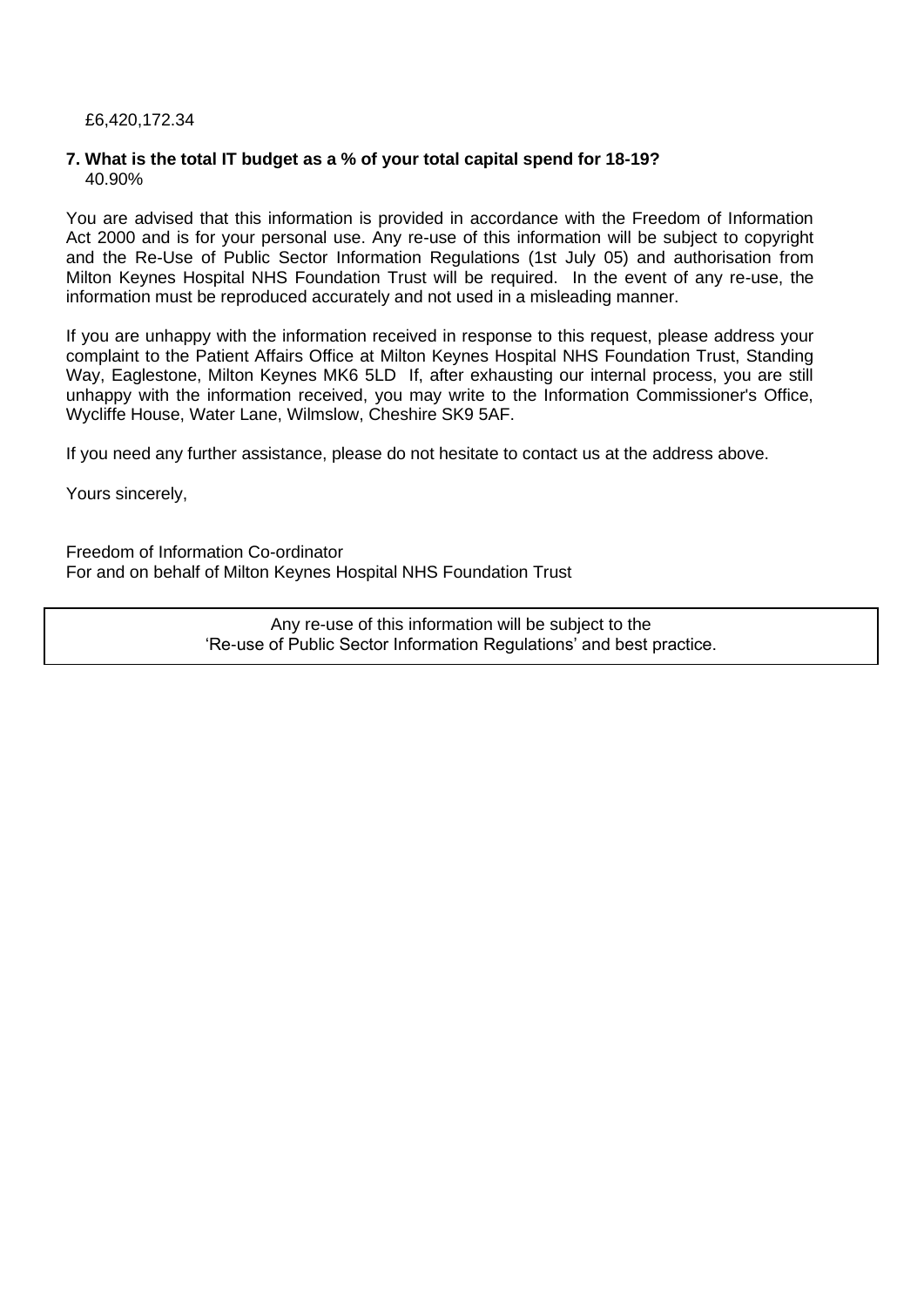£6,420,172.34

**7. What is the total IT budget as a % of your total capital spend for 18-19?**
40.90%

You are advised that this information is provided in accordance with the Freedom of Information Act 2000 and is for your personal use. Any re-use of this information will be subject to copyright and the Re-Use of Public Sector Information Regulations (1st July 05) and authorisation from Milton Keynes Hospital NHS Foundation Trust will be required. In the event of any re-use, the information must be reproduced accurately and not used in a misleading manner.

If you are unhappy with the information received in response to this request, please address your complaint to the Patient Affairs Office at Milton Keynes Hospital NHS Foundation Trust, Standing Way, Eaglestone, Milton Keynes MK6 5LD If, after exhausting our internal process, you are still unhappy with the information received, you may write to the Information Commissioner's Office, Wycliffe House, Water Lane, Wilmslow, Cheshire SK9 5AF.

If you need any further assistance, please do not hesitate to contact us at the address above.

Yours sincerely,

Freedom of Information Co-ordinator
For and on behalf of Milton Keynes Hospital NHS Foundation Trust

Any re-use of this information will be subject to the
'Re-use of Public Sector Information Regulations' and best practice.